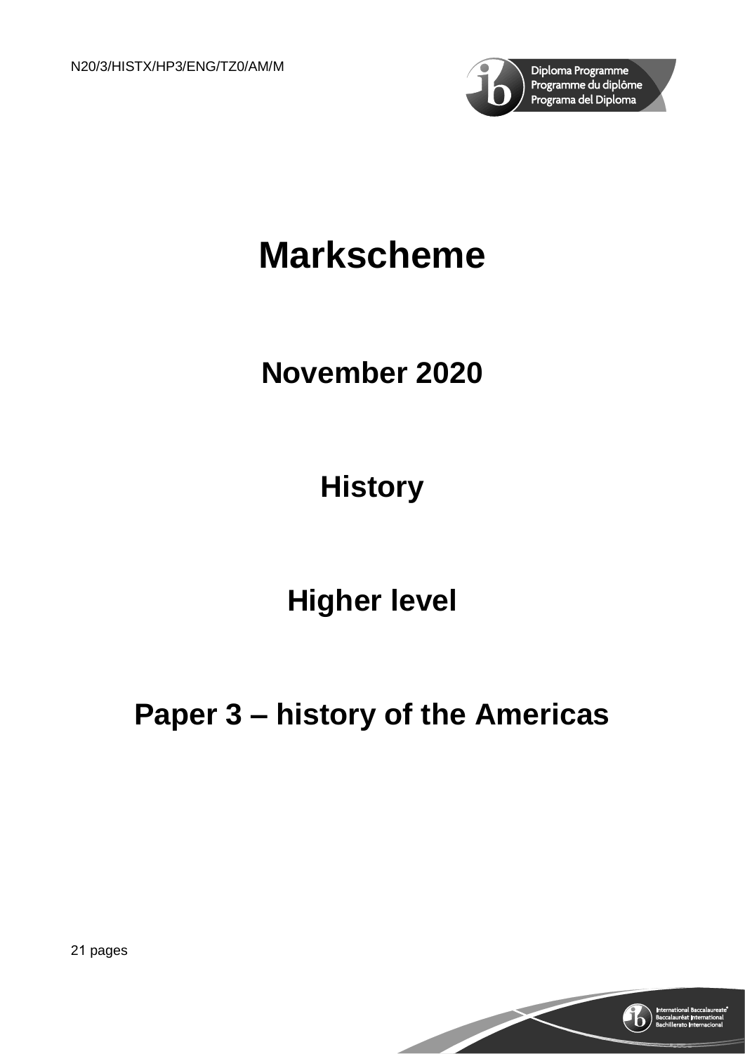N20/3/HISTX/HP3/ENG/TZ0/AM/M

# Markscheme

## November 2020

## History

## Higher level

## Paper 3 – history of the Americas

21 pages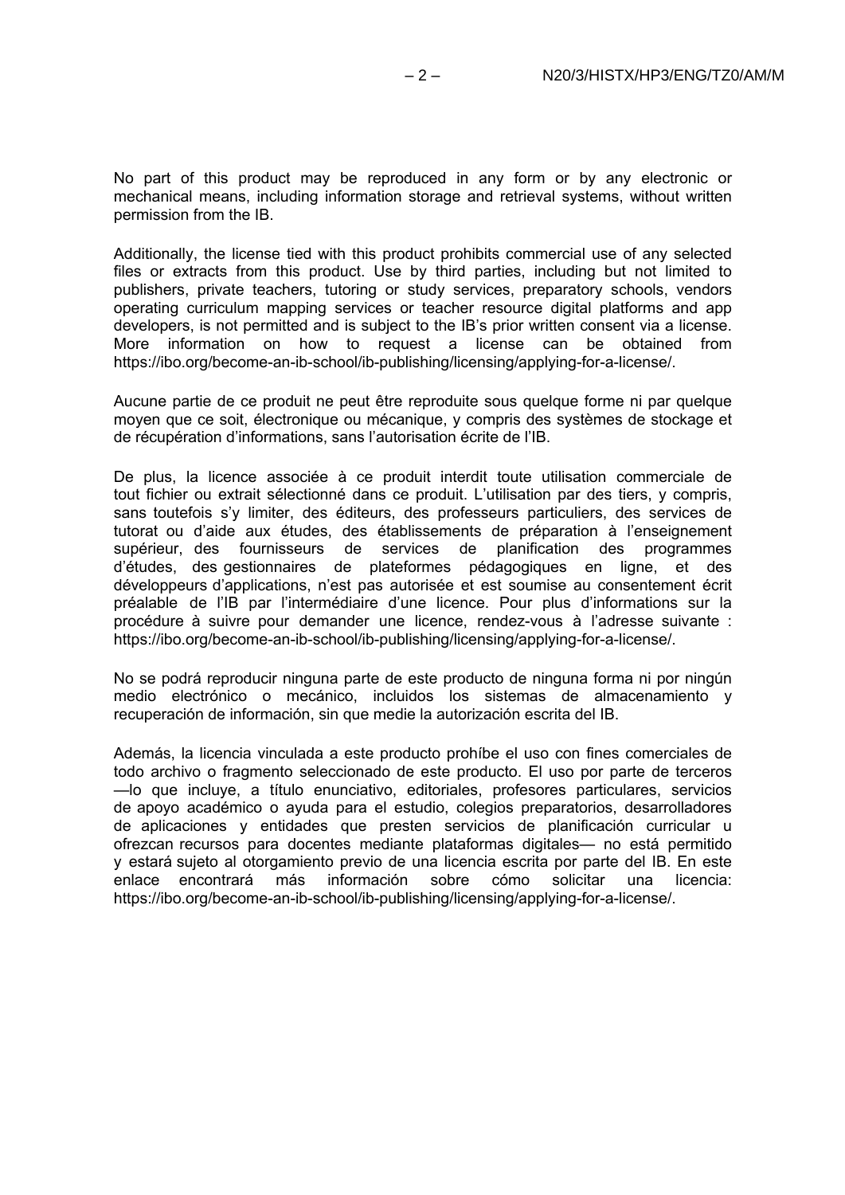No part of this product may be reproduced in any form or by any electronic or mechanical means, including information storage and retrieval systems, without written permission from the IB.

Additionally, the license tied with this product prohibits commercial use of any selected files or extracts from this product. Use by third parties, including but not limited to publishers, private teachers, tutoring or study services, preparatory schools, vendors operating curriculum mapping services or teacher resource digital platforms and app developers, is not permitted and is subject to the IB's prior written consent via a license. More information on how to request a license can be obtained from https://ibo.org/become-an-ib-school/ib-publishing/licensing/applying-for-a-license/.

Aucune partie de ce produit ne peut être reproduite sous quelque forme ni par quelque moyen que ce soit, électronique ou mécanique, y compris des systèmes de stockage et de récupération d'informations, sans l'autorisation écrite de l'IB.

De plus, la licence associée à ce produit interdit toute utilisation commerciale de tout fichier ou extrait sélectionné dans ce produit. L'utilisation par des tiers, y compris, sans toutefois s'y limiter, des éditeurs, des professeurs particuliers, des services de tutorat ou d'aide aux études, des établissements de préparation à l'enseignement supérieur, des fournisseurs de services de planification des programmes d'études, des gestionnaires de plateformes pédagogiques en ligne, et des développeurs d'applications, n'est pas autorisée et est soumise au consentement écrit préalable de l'IB par l'intermédiaire d'une licence. Pour plus d'informations sur la procédure à suivre pour demander une licence, rendez-vous à l'adresse suivante : https://ibo.org/become-an-ib-school/ib-publishing/licensing/applying-for-a-license/.

No se podrá reproducir ninguna parte de este producto de ninguna forma ni por ningún medio electrónico o mecánico, incluidos los sistemas de almacenamiento y recuperación de información, sin que medie la autorización escrita del IB.

Además, la licencia vinculada a este producto prohíbe el uso con fines comerciales de todo archivo o fragmento seleccionado de este producto. El uso por parte de terceros —lo que incluye, a título enunciativo, editoriales, profesores particulares, servicios de apoyo académico o ayuda para el estudio, colegios preparatorios, desarrolladores de aplicaciones y entidades que presten servicios de planificación curricular u ofrezcan recursos para docentes mediante plataformas digitales— no está permitido y estará sujeto al otorgamiento previo de una licencia escrita por parte del IB. En este enlace encontrará más información sobre cómo solicitar una licencia: https://ibo.org/become-an-ib-school/ib-publishing/licensing/applying-for-a-license/.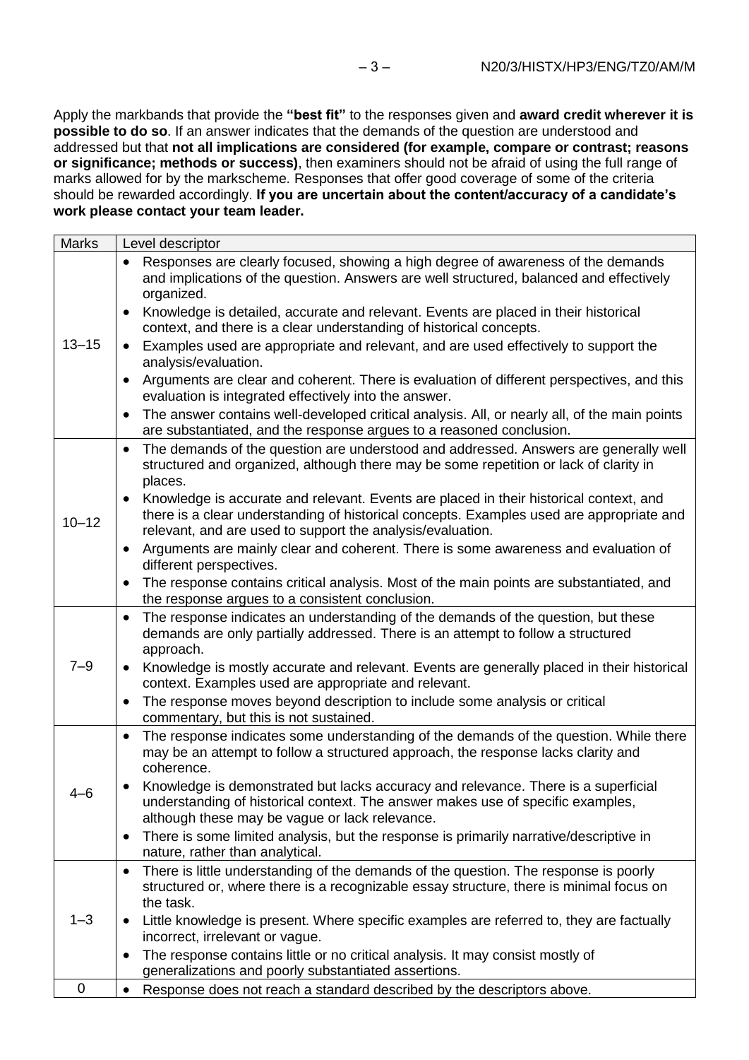Apply the markbands that provide the **"best fit"** to the responses given and **award credit wherever it is possible to do so**. If an answer indicates that the demands of the question are understood and addressed but that **not all implications are considered (for example, compare or contrast; reasons or significance; methods or success)**, then examiners should not be afraid of using the full range of marks allowed for by the markscheme. Responses that offer good coverage of some of the criteria should be rewarded accordingly. **If you are uncertain about the content/accuracy of a candidate's work please contact your team leader.**

| Marks | Level descriptor |
|---|---|
| 13–15 | • Responses are clearly focused, showing a high degree of awareness of the demands and implications of the question. Answers are well structured, balanced and effectively organized.<br>• Knowledge is detailed, accurate and relevant. Events are placed in their historical context, and there is a clear understanding of historical concepts.<br>• Examples used are appropriate and relevant, and are used effectively to support the analysis/evaluation.<br>• Arguments are clear and coherent. There is evaluation of different perspectives, and this evaluation is integrated effectively into the answer.<br>• The answer contains well-developed critical analysis. All, or nearly all, of the main points are substantiated, and the response argues to a reasoned conclusion. |
| 10–12 | • The demands of the question are understood and addressed. Answers are generally well structured and organized, although there may be some repetition or lack of clarity in places.<br>• Knowledge is accurate and relevant. Events are placed in their historical context, and there is a clear understanding of historical concepts. Examples used are appropriate and relevant, and are used to support the analysis/evaluation.<br>• Arguments are mainly clear and coherent. There is some awareness and evaluation of different perspectives.<br>• The response contains critical analysis. Most of the main points are substantiated, and the response argues to a consistent conclusion. |
| 7–9 | • The response indicates an understanding of the demands of the question, but these demands are only partially addressed. There is an attempt to follow a structured approach.<br>• Knowledge is mostly accurate and relevant. Events are generally placed in their historical context. Examples used are appropriate and relevant.<br>• The response moves beyond description to include some analysis or critical commentary, but this is not sustained. |
| 4–6 | • The response indicates some understanding of the demands of the question. While there may be an attempt to follow a structured approach, the response lacks clarity and coherence.<br>• Knowledge is demonstrated but lacks accuracy and relevance. There is a superficial understanding of historical context. The answer makes use of specific examples, although these may be vague or lack relevance.<br>• There is some limited analysis, but the response is primarily narrative/descriptive in nature, rather than analytical. |
| 1–3 | • There is little understanding of the demands of the question. The response is poorly structured or, where there is a recognizable essay structure, there is minimal focus on the task.<br>• Little knowledge is present. Where specific examples are referred to, they are factually incorrect, irrelevant or vague.<br>• The response contains little or no critical analysis. It may consist mostly of generalizations and poorly substantiated assertions. |
| 0 | • Response does not reach a standard described by the descriptors above. |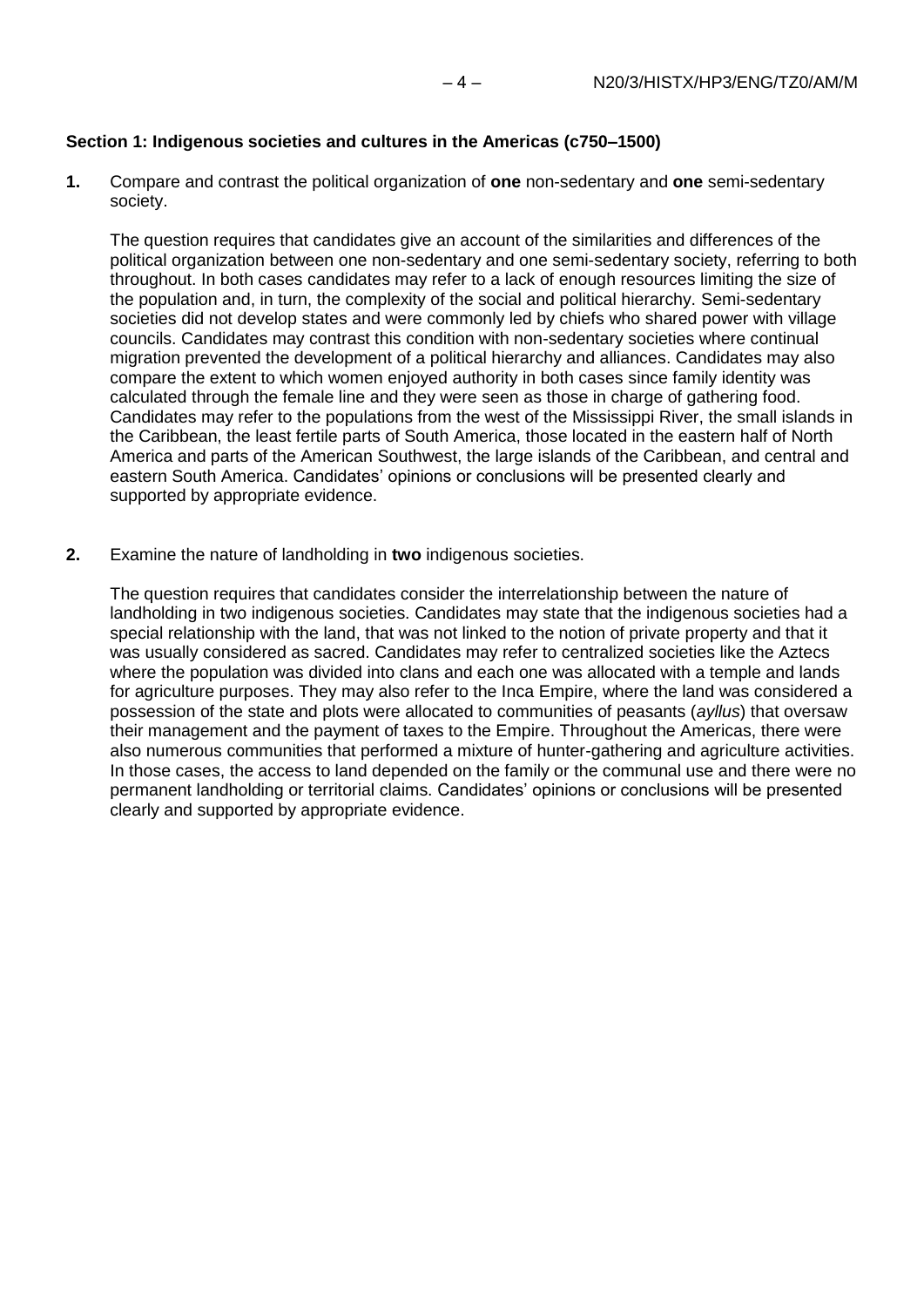**Section 1: Indigenous societies and cultures in the Americas (c750–1500)**

**1.** Compare and contrast the political organization of **one** non-sedentary and **one** semi-sedentary society.

The question requires that candidates give an account of the similarities and differences of the political organization between one non-sedentary and one semi-sedentary society, referring to both throughout. In both cases candidates may refer to a lack of enough resources limiting the size of the population and, in turn, the complexity of the social and political hierarchy. Semi-sedentary societies did not develop states and were commonly led by chiefs who shared power with village councils. Candidates may contrast this condition with non-sedentary societies where continual migration prevented the development of a political hierarchy and alliances. Candidates may also compare the extent to which women enjoyed authority in both cases since family identity was calculated through the female line and they were seen as those in charge of gathering food. Candidates may refer to the populations from the west of the Mississippi River, the small islands in the Caribbean, the least fertile parts of South America, those located in the eastern half of North America and parts of the American Southwest, the large islands of the Caribbean, and central and eastern South America. Candidates' opinions or conclusions will be presented clearly and supported by appropriate evidence.

**2.** Examine the nature of landholding in **two** indigenous societies.

The question requires that candidates consider the interrelationship between the nature of landholding in two indigenous societies. Candidates may state that the indigenous societies had a special relationship with the land, that was not linked to the notion of private property and that it was usually considered as sacred. Candidates may refer to centralized societies like the Aztecs where the population was divided into clans and each one was allocated with a temple and lands for agriculture purposes. They may also refer to the Inca Empire, where the land was considered a possession of the state and plots were allocated to communities of peasants (*ayllus*) that oversaw their management and the payment of taxes to the Empire. Throughout the Americas, there were also numerous communities that performed a mixture of hunter-gathering and agriculture activities. In those cases, the access to land depended on the family or the communal use and there were no permanent landholding or territorial claims. Candidates' opinions or conclusions will be presented clearly and supported by appropriate evidence.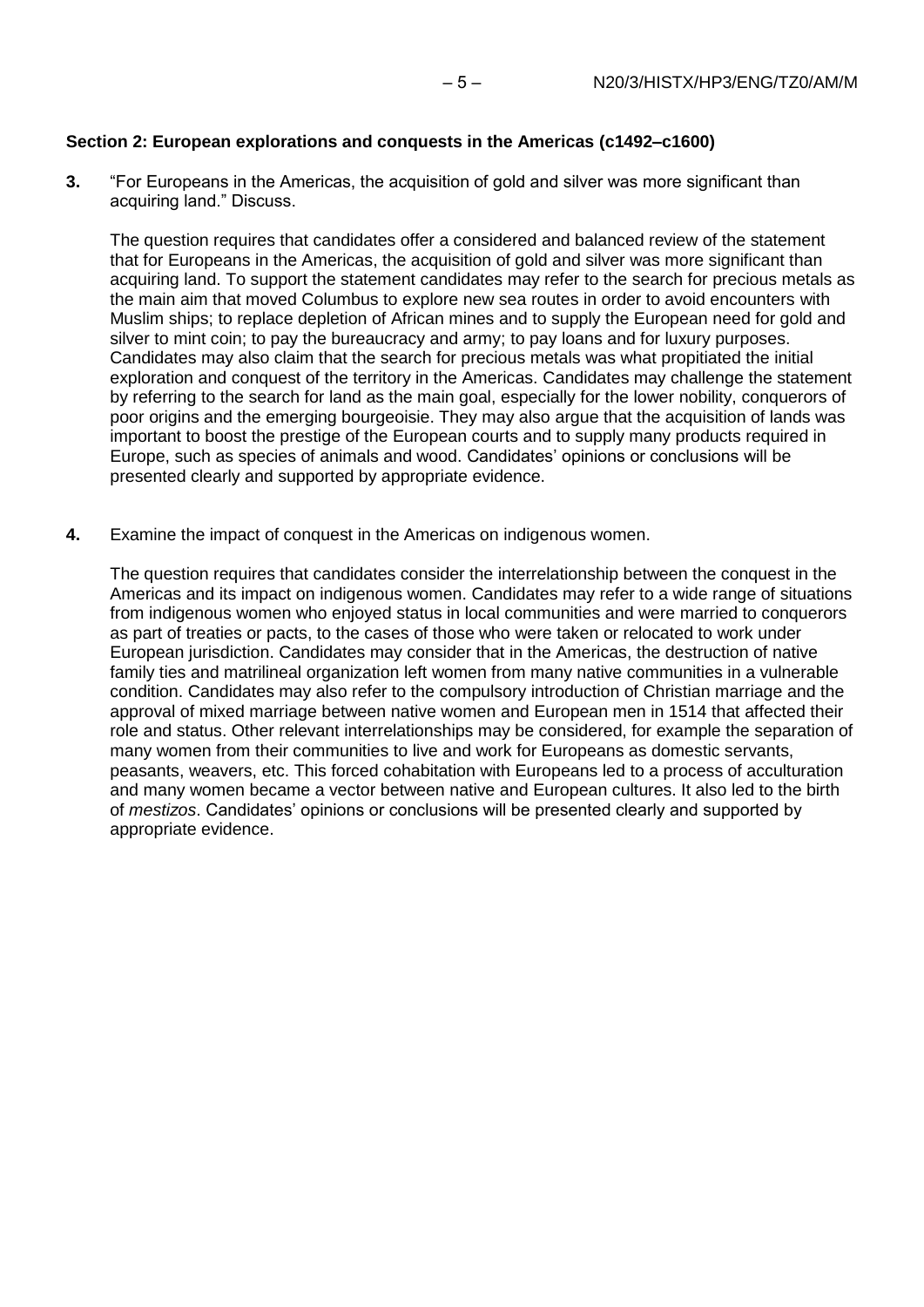## Section 2: European explorations and conquests in the Americas (c1492–c1600)

**3.** "For Europeans in the Americas, the acquisition of gold and silver was more significant than acquiring land." Discuss.

The question requires that candidates offer a considered and balanced review of the statement that for Europeans in the Americas, the acquisition of gold and silver was more significant than acquiring land. To support the statement candidates may refer to the search for precious metals as the main aim that moved Columbus to explore new sea routes in order to avoid encounters with Muslim ships; to replace depletion of African mines and to supply the European need for gold and silver to mint coin; to pay the bureaucracy and army; to pay loans and for luxury purposes. Candidates may also claim that the search for precious metals was what propitiated the initial exploration and conquest of the territory in the Americas. Candidates may challenge the statement by referring to the search for land as the main goal, especially for the lower nobility, conquerors of poor origins and the emerging bourgeoisie. They may also argue that the acquisition of lands was important to boost the prestige of the European courts and to supply many products required in Europe, such as species of animals and wood. Candidates' opinions or conclusions will be presented clearly and supported by appropriate evidence.

**4.** Examine the impact of conquest in the Americas on indigenous women.

The question requires that candidates consider the interrelationship between the conquest in the Americas and its impact on indigenous women. Candidates may refer to a wide range of situations from indigenous women who enjoyed status in local communities and were married to conquerors as part of treaties or pacts, to the cases of those who were taken or relocated to work under European jurisdiction. Candidates may consider that in the Americas, the destruction of native family ties and matrilineal organization left women from many native communities in a vulnerable condition. Candidates may also refer to the compulsory introduction of Christian marriage and the approval of mixed marriage between native women and European men in 1514 that affected their role and status. Other relevant interrelationships may be considered, for example the separation of many women from their communities to live and work for Europeans as domestic servants, peasants, weavers, etc. This forced cohabitation with Europeans led to a process of acculturation and many women became a vector between native and European cultures. It also led to the birth of *mestizos*. Candidates' opinions or conclusions will be presented clearly and supported by appropriate evidence.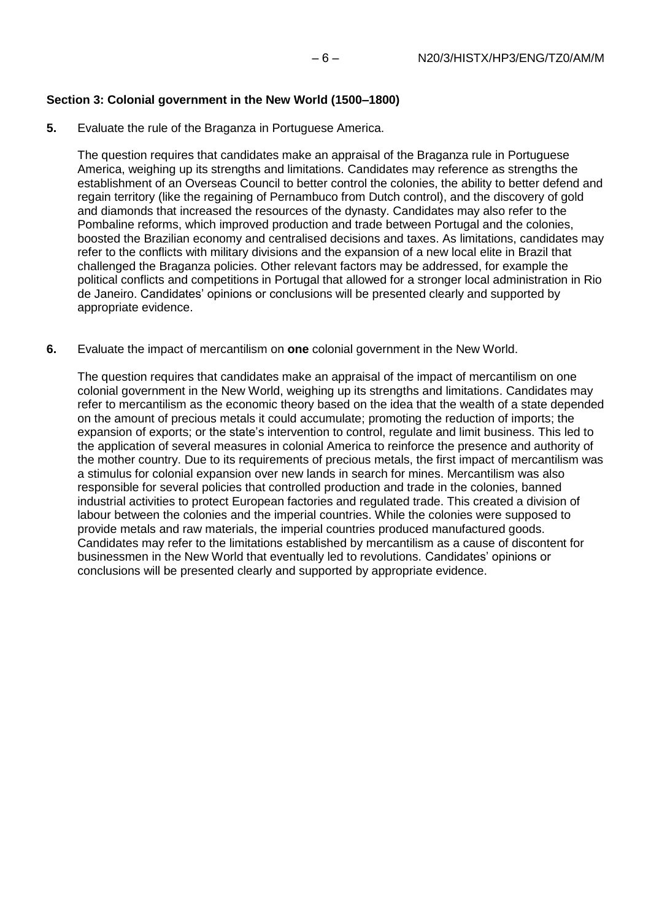**Section 3: Colonial government in the New World (1500–1800)**

**5.** Evaluate the rule of the Braganza in Portuguese America.

The question requires that candidates make an appraisal of the Braganza rule in Portuguese America, weighing up its strengths and limitations. Candidates may reference as strengths the establishment of an Overseas Council to better control the colonies, the ability to better defend and regain territory (like the regaining of Pernambuco from Dutch control), and the discovery of gold and diamonds that increased the resources of the dynasty. Candidates may also refer to the Pombaline reforms, which improved production and trade between Portugal and the colonies, boosted the Brazilian economy and centralised decisions and taxes. As limitations, candidates may refer to the conflicts with military divisions and the expansion of a new local elite in Brazil that challenged the Braganza policies. Other relevant factors may be addressed, for example the political conflicts and competitions in Portugal that allowed for a stronger local administration in Rio de Janeiro. Candidates' opinions or conclusions will be presented clearly and supported by appropriate evidence.

**6.** Evaluate the impact of mercantilism on **one** colonial government in the New World.

The question requires that candidates make an appraisal of the impact of mercantilism on one colonial government in the New World, weighing up its strengths and limitations. Candidates may refer to mercantilism as the economic theory based on the idea that the wealth of a state depended on the amount of precious metals it could accumulate; promoting the reduction of imports; the expansion of exports; or the state's intervention to control, regulate and limit business. This led to the application of several measures in colonial America to reinforce the presence and authority of the mother country. Due to its requirements of precious metals, the first impact of mercantilism was a stimulus for colonial expansion over new lands in search for mines. Mercantilism was also responsible for several policies that controlled production and trade in the colonies, banned industrial activities to protect European factories and regulated trade. This created a division of labour between the colonies and the imperial countries. While the colonies were supposed to provide metals and raw materials, the imperial countries produced manufactured goods. Candidates may refer to the limitations established by mercantilism as a cause of discontent for businessmen in the New World that eventually led to revolutions. Candidates' opinions or conclusions will be presented clearly and supported by appropriate evidence.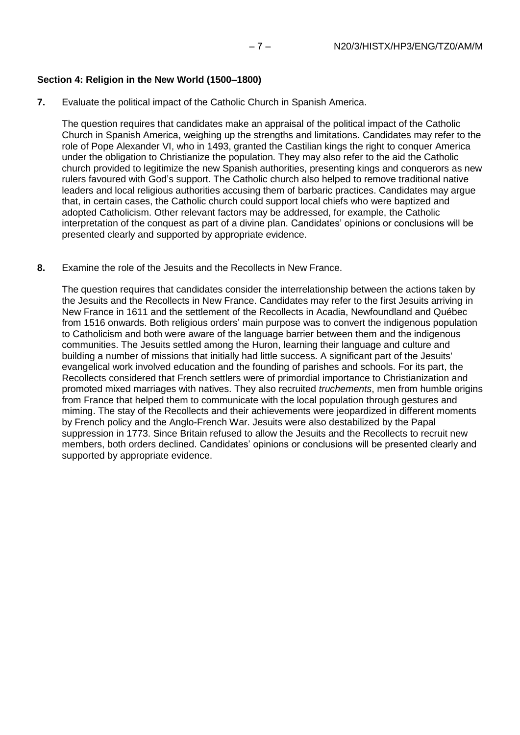**Section 4: Religion in the New World (1500–1800)**

**7.** Evaluate the political impact of the Catholic Church in Spanish America.

The question requires that candidates make an appraisal of the political impact of the Catholic Church in Spanish America, weighing up the strengths and limitations. Candidates may refer to the role of Pope Alexander VI, who in 1493, granted the Castilian kings the right to conquer America under the obligation to Christianize the population. They may also refer to the aid the Catholic church provided to legitimize the new Spanish authorities, presenting kings and conquerors as new rulers favoured with God's support. The Catholic church also helped to remove traditional native leaders and local religious authorities accusing them of barbaric practices. Candidates may argue that, in certain cases, the Catholic church could support local chiefs who were baptized and adopted Catholicism. Other relevant factors may be addressed, for example, the Catholic interpretation of the conquest as part of a divine plan. Candidates' opinions or conclusions will be presented clearly and supported by appropriate evidence.

**8.** Examine the role of the Jesuits and the Recollects in New France.

The question requires that candidates consider the interrelationship between the actions taken by the Jesuits and the Recollects in New France. Candidates may refer to the first Jesuits arriving in New France in 1611 and the settlement of the Recollects in Acadia, Newfoundland and Québec from 1516 onwards. Both religious orders' main purpose was to convert the indigenous population to Catholicism and both were aware of the language barrier between them and the indigenous communities. The Jesuits settled among the Huron, learning their language and culture and building a number of missions that initially had little success. A significant part of the Jesuits' evangelical work involved education and the founding of parishes and schools. For its part, the Recollects considered that French settlers were of primordial importance to Christianization and promoted mixed marriages with natives. They also recruited *truchements*, men from humble origins from France that helped them to communicate with the local population through gestures and miming. The stay of the Recollects and their achievements were jeopardized in different moments by French policy and the Anglo-French War. Jesuits were also destabilized by the Papal suppression in 1773. Since Britain refused to allow the Jesuits and the Recollects to recruit new members, both orders declined. Candidates' opinions or conclusions will be presented clearly and supported by appropriate evidence.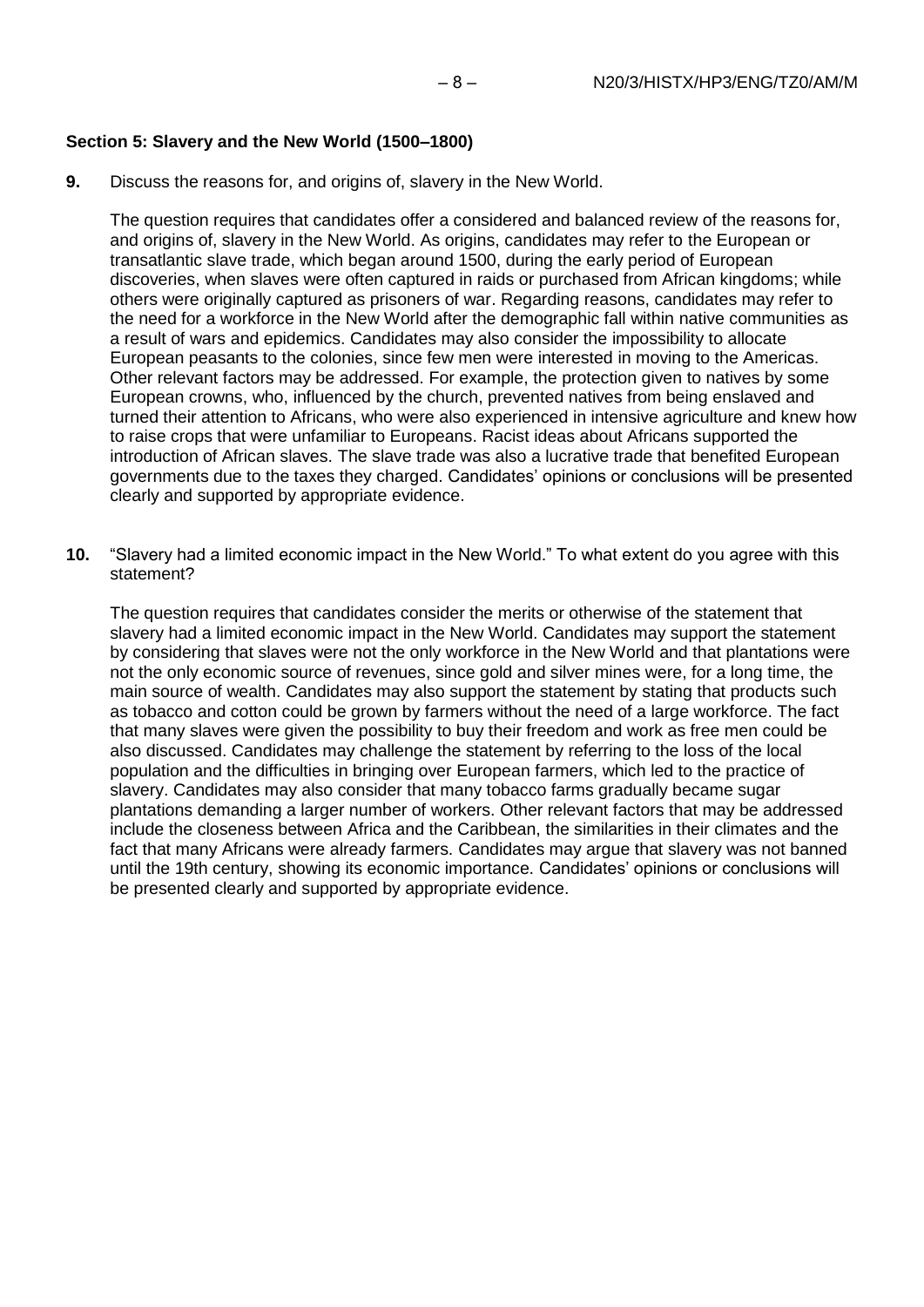**Section 5: Slavery and the New World (1500–1800)**

**9.** Discuss the reasons for, and origins of, slavery in the New World.

The question requires that candidates offer a considered and balanced review of the reasons for, and origins of, slavery in the New World. As origins, candidates may refer to the European or transatlantic slave trade, which began around 1500, during the early period of European discoveries, when slaves were often captured in raids or purchased from African kingdoms; while others were originally captured as prisoners of war. Regarding reasons, candidates may refer to the need for a workforce in the New World after the demographic fall within native communities as a result of wars and epidemics. Candidates may also consider the impossibility to allocate European peasants to the colonies, since few men were interested in moving to the Americas. Other relevant factors may be addressed. For example, the protection given to natives by some European crowns, who, influenced by the church, prevented natives from being enslaved and turned their attention to Africans, who were also experienced in intensive agriculture and knew how to raise crops that were unfamiliar to Europeans. Racist ideas about Africans supported the introduction of African slaves. The slave trade was also a lucrative trade that benefited European governments due to the taxes they charged. Candidates' opinions or conclusions will be presented clearly and supported by appropriate evidence.

**10.** "Slavery had a limited economic impact in the New World." To what extent do you agree with this statement?

The question requires that candidates consider the merits or otherwise of the statement that slavery had a limited economic impact in the New World. Candidates may support the statement by considering that slaves were not the only workforce in the New World and that plantations were not the only economic source of revenues, since gold and silver mines were, for a long time, the main source of wealth. Candidates may also support the statement by stating that products such as tobacco and cotton could be grown by farmers without the need of a large workforce. The fact that many slaves were given the possibility to buy their freedom and work as free men could be also discussed. Candidates may challenge the statement by referring to the loss of the local population and the difficulties in bringing over European farmers, which led to the practice of slavery. Candidates may also consider that many tobacco farms gradually became sugar plantations demanding a larger number of workers. Other relevant factors that may be addressed include the closeness between Africa and the Caribbean, the similarities in their climates and the fact that many Africans were already farmers. Candidates may argue that slavery was not banned until the 19th century, showing its economic importance. Candidates' opinions or conclusions will be presented clearly and supported by appropriate evidence.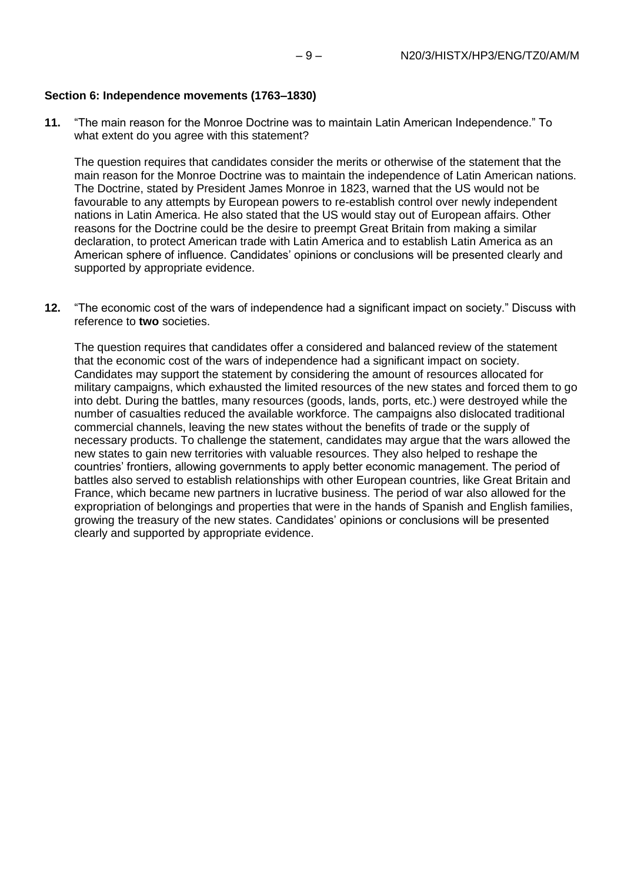**Section 6: Independence movements (1763–1830)**

**11.** "The main reason for the Monroe Doctrine was to maintain Latin American Independence." To what extent do you agree with this statement?

The question requires that candidates consider the merits or otherwise of the statement that the main reason for the Monroe Doctrine was to maintain the independence of Latin American nations. The Doctrine, stated by President James Monroe in 1823, warned that the US would not be favourable to any attempts by European powers to re-establish control over newly independent nations in Latin America. He also stated that the US would stay out of European affairs. Other reasons for the Doctrine could be the desire to preempt Great Britain from making a similar declaration, to protect American trade with Latin America and to establish Latin America as an American sphere of influence. Candidates' opinions or conclusions will be presented clearly and supported by appropriate evidence.

**12.** "The economic cost of the wars of independence had a significant impact on society." Discuss with reference to **two** societies.

The question requires that candidates offer a considered and balanced review of the statement that the economic cost of the wars of independence had a significant impact on society. Candidates may support the statement by considering the amount of resources allocated for military campaigns, which exhausted the limited resources of the new states and forced them to go into debt. During the battles, many resources (goods, lands, ports, etc.) were destroyed while the number of casualties reduced the available workforce. The campaigns also dislocated traditional commercial channels, leaving the new states without the benefits of trade or the supply of necessary products. To challenge the statement, candidates may argue that the wars allowed the new states to gain new territories with valuable resources. They also helped to reshape the countries' frontiers, allowing governments to apply better economic management. The period of battles also served to establish relationships with other European countries, like Great Britain and France, which became new partners in lucrative business. The period of war also allowed for the expropriation of belongings and properties that were in the hands of Spanish and English families, growing the treasury of the new states. Candidates' opinions or conclusions will be presented clearly and supported by appropriate evidence.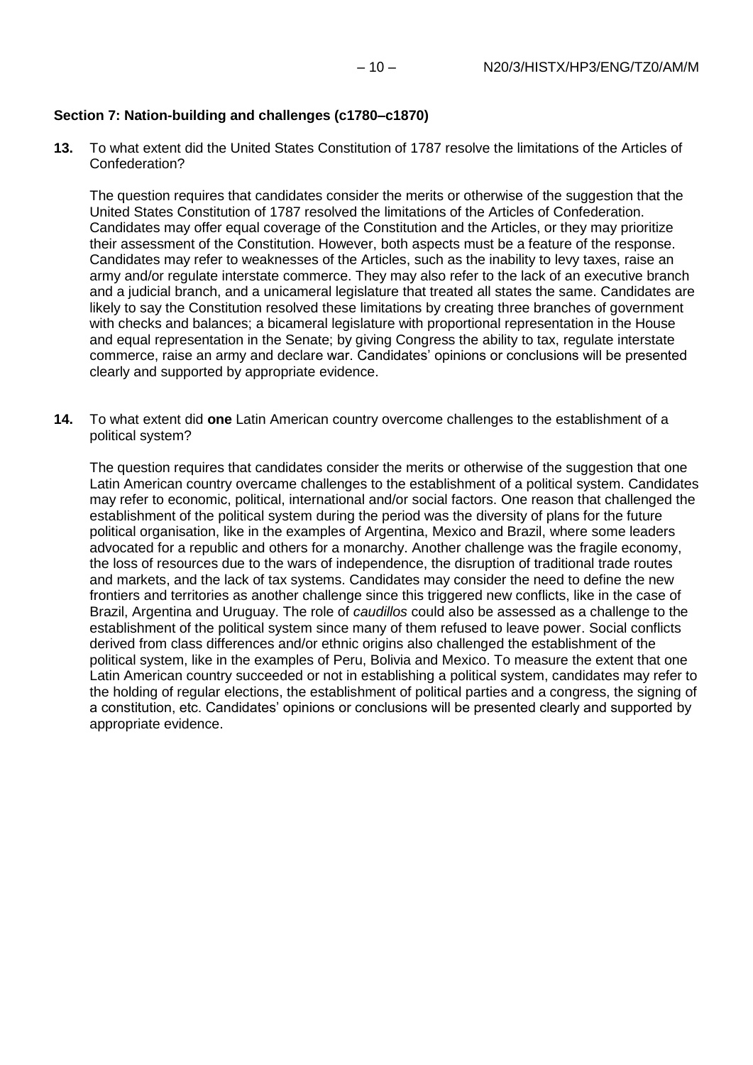**Section 7: Nation-building and challenges (c1780–c1870)**

**13.** To what extent did the United States Constitution of 1787 resolve the limitations of the Articles of Confederation?

The question requires that candidates consider the merits or otherwise of the suggestion that the United States Constitution of 1787 resolved the limitations of the Articles of Confederation. Candidates may offer equal coverage of the Constitution and the Articles, or they may prioritize their assessment of the Constitution. However, both aspects must be a feature of the response. Candidates may refer to weaknesses of the Articles, such as the inability to levy taxes, raise an army and/or regulate interstate commerce. They may also refer to the lack of an executive branch and a judicial branch, and a unicameral legislature that treated all states the same. Candidates are likely to say the Constitution resolved these limitations by creating three branches of government with checks and balances; a bicameral legislature with proportional representation in the House and equal representation in the Senate; by giving Congress the ability to tax, regulate interstate commerce, raise an army and declare war. Candidates' opinions or conclusions will be presented clearly and supported by appropriate evidence.

**14.** To what extent did **one** Latin American country overcome challenges to the establishment of a political system?

The question requires that candidates consider the merits or otherwise of the suggestion that one Latin American country overcame challenges to the establishment of a political system. Candidates may refer to economic, political, international and/or social factors. One reason that challenged the establishment of the political system during the period was the diversity of plans for the future political organisation, like in the examples of Argentina, Mexico and Brazil, where some leaders advocated for a republic and others for a monarchy. Another challenge was the fragile economy, the loss of resources due to the wars of independence, the disruption of traditional trade routes and markets, and the lack of tax systems. Candidates may consider the need to define the new frontiers and territories as another challenge since this triggered new conflicts, like in the case of Brazil, Argentina and Uruguay. The role of *caudillos* could also be assessed as a challenge to the establishment of the political system since many of them refused to leave power. Social conflicts derived from class differences and/or ethnic origins also challenged the establishment of the political system, like in the examples of Peru, Bolivia and Mexico. To measure the extent that one Latin American country succeeded or not in establishing a political system, candidates may refer to the holding of regular elections, the establishment of political parties and a congress, the signing of a constitution, etc. Candidates' opinions or conclusions will be presented clearly and supported by appropriate evidence.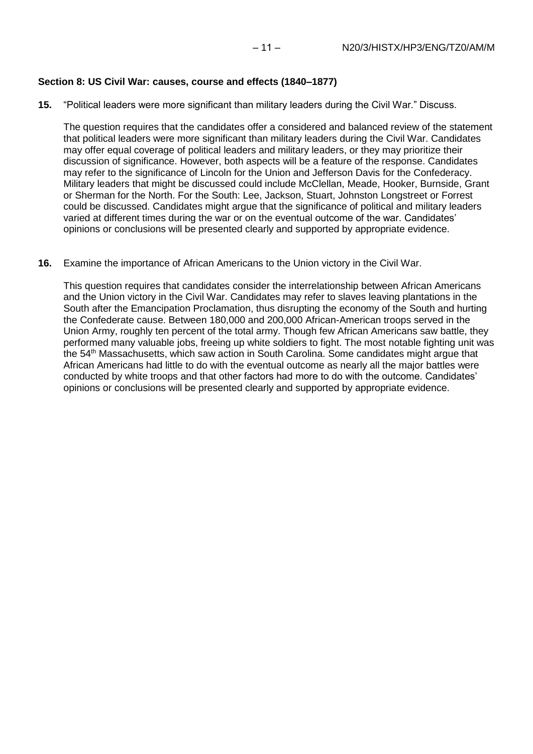## Section 8: US Civil War: causes, course and effects (1840–1877)

**15.** “Political leaders were more significant than military leaders during the Civil War.” Discuss.

The question requires that the candidates offer a considered and balanced review of the statement that political leaders were more significant than military leaders during the Civil War. Candidates may offer equal coverage of political leaders and military leaders, or they may prioritize their discussion of significance. However, both aspects will be a feature of the response. Candidates may refer to the significance of Lincoln for the Union and Jefferson Davis for the Confederacy. Military leaders that might be discussed could include McClellan, Meade, Hooker, Burnside, Grant or Sherman for the North. For the South: Lee, Jackson, Stuart, Johnston Longstreet or Forrest could be discussed. Candidates might argue that the significance of political and military leaders varied at different times during the war or on the eventual outcome of the war. Candidates’ opinions or conclusions will be presented clearly and supported by appropriate evidence.

**16.** Examine the importance of African Americans to the Union victory in the Civil War.

This question requires that candidates consider the interrelationship between African Americans and the Union victory in the Civil War. Candidates may refer to slaves leaving plantations in the South after the Emancipation Proclamation, thus disrupting the economy of the South and hurting the Confederate cause. Between 180,000 and 200,000 African-American troops served in the Union Army, roughly ten percent of the total army. Though few African Americans saw battle, they performed many valuable jobs, freeing up white soldiers to fight. The most notable fighting unit was the 54th Massachusetts, which saw action in South Carolina. Some candidates might argue that African Americans had little to do with the eventual outcome as nearly all the major battles were conducted by white troops and that other factors had more to do with the outcome. Candidates’ opinions or conclusions will be presented clearly and supported by appropriate evidence.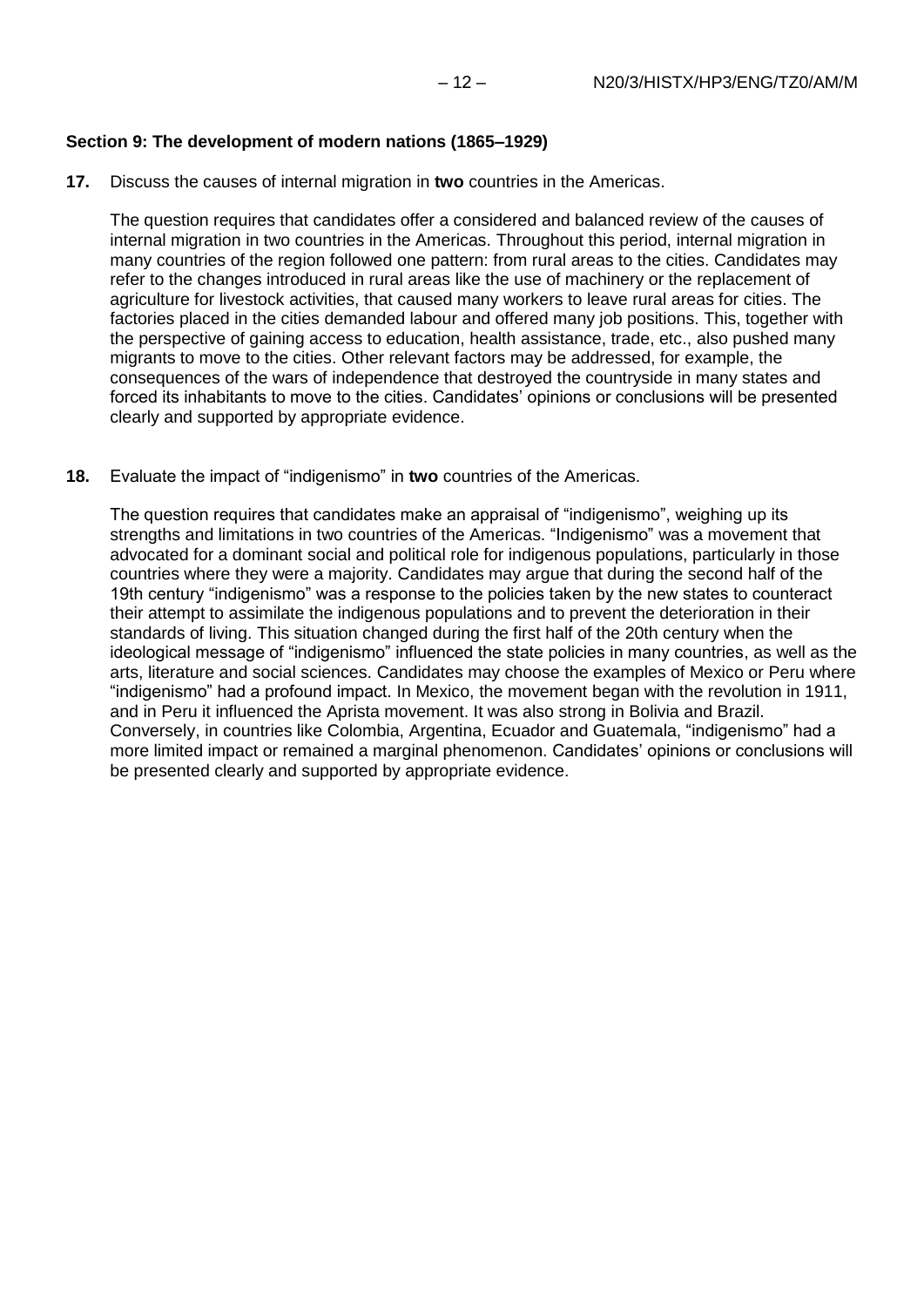### Section 9: The development of modern nations (1865–1929)

**17.** Discuss the causes of internal migration in **two** countries in the Americas.

The question requires that candidates offer a considered and balanced review of the causes of internal migration in two countries in the Americas. Throughout this period, internal migration in many countries of the region followed one pattern: from rural areas to the cities. Candidates may refer to the changes introduced in rural areas like the use of machinery or the replacement of agriculture for livestock activities, that caused many workers to leave rural areas for cities. The factories placed in the cities demanded labour and offered many job positions. This, together with the perspective of gaining access to education, health assistance, trade, etc., also pushed many migrants to move to the cities. Other relevant factors may be addressed, for example, the consequences of the wars of independence that destroyed the countryside in many states and forced its inhabitants to move to the cities. Candidates' opinions or conclusions will be presented clearly and supported by appropriate evidence.

**18.** Evaluate the impact of "indigenismo" in **two** countries of the Americas.

The question requires that candidates make an appraisal of "indigenismo", weighing up its strengths and limitations in two countries of the Americas. "Indigenismo" was a movement that advocated for a dominant social and political role for indigenous populations, particularly in those countries where they were a majority. Candidates may argue that during the second half of the 19th century "indigenismo" was a response to the policies taken by the new states to counteract their attempt to assimilate the indigenous populations and to prevent the deterioration in their standards of living. This situation changed during the first half of the 20th century when the ideological message of "indigenismo" influenced the state policies in many countries, as well as the arts, literature and social sciences. Candidates may choose the examples of Mexico or Peru where "indigenismo" had a profound impact. In Mexico, the movement began with the revolution in 1911, and in Peru it influenced the Aprista movement. It was also strong in Bolivia and Brazil. Conversely, in countries like Colombia, Argentina, Ecuador and Guatemala, "indigenismo" had a more limited impact or remained a marginal phenomenon. Candidates' opinions or conclusions will be presented clearly and supported by appropriate evidence.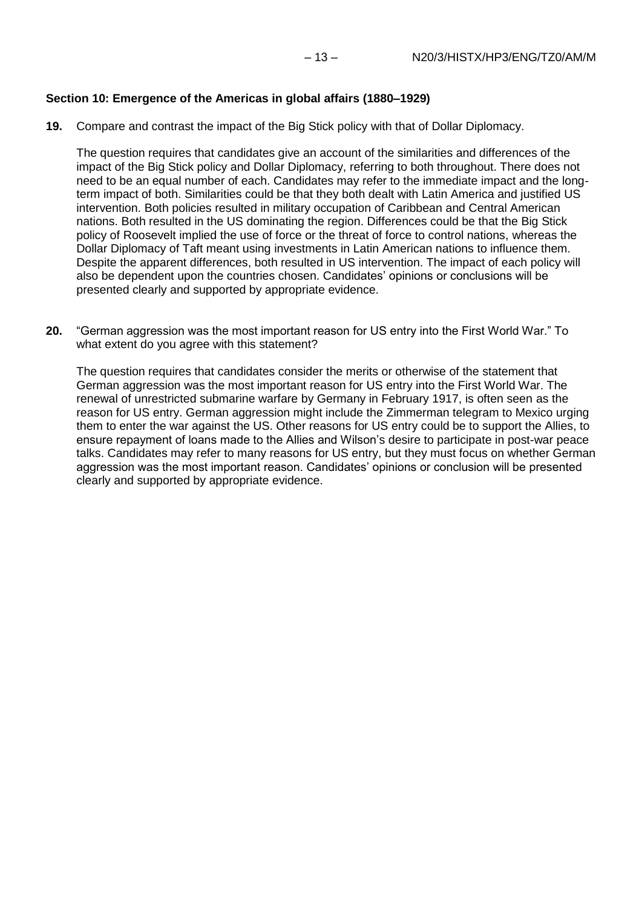**Section 10: Emergence of the Americas in global affairs (1880–1929)**

**19.** Compare and contrast the impact of the Big Stick policy with that of Dollar Diplomacy.

The question requires that candidates give an account of the similarities and differences of the impact of the Big Stick policy and Dollar Diplomacy, referring to both throughout. There does not need to be an equal number of each. Candidates may refer to the immediate impact and the long-term impact of both. Similarities could be that they both dealt with Latin America and justified US intervention. Both policies resulted in military occupation of Caribbean and Central American nations. Both resulted in the US dominating the region. Differences could be that the Big Stick policy of Roosevelt implied the use of force or the threat of force to control nations, whereas the Dollar Diplomacy of Taft meant using investments in Latin American nations to influence them. Despite the apparent differences, both resulted in US intervention. The impact of each policy will also be dependent upon the countries chosen. Candidates' opinions or conclusions will be presented clearly and supported by appropriate evidence.

**20.** "German aggression was the most important reason for US entry into the First World War." To what extent do you agree with this statement?

The question requires that candidates consider the merits or otherwise of the statement that German aggression was the most important reason for US entry into the First World War. The renewal of unrestricted submarine warfare by Germany in February 1917, is often seen as the reason for US entry. German aggression might include the Zimmerman telegram to Mexico urging them to enter the war against the US. Other reasons for US entry could be to support the Allies, to ensure repayment of loans made to the Allies and Wilson's desire to participate in post-war peace talks. Candidates may refer to many reasons for US entry, but they must focus on whether German aggression was the most important reason. Candidates' opinions or conclusion will be presented clearly and supported by appropriate evidence.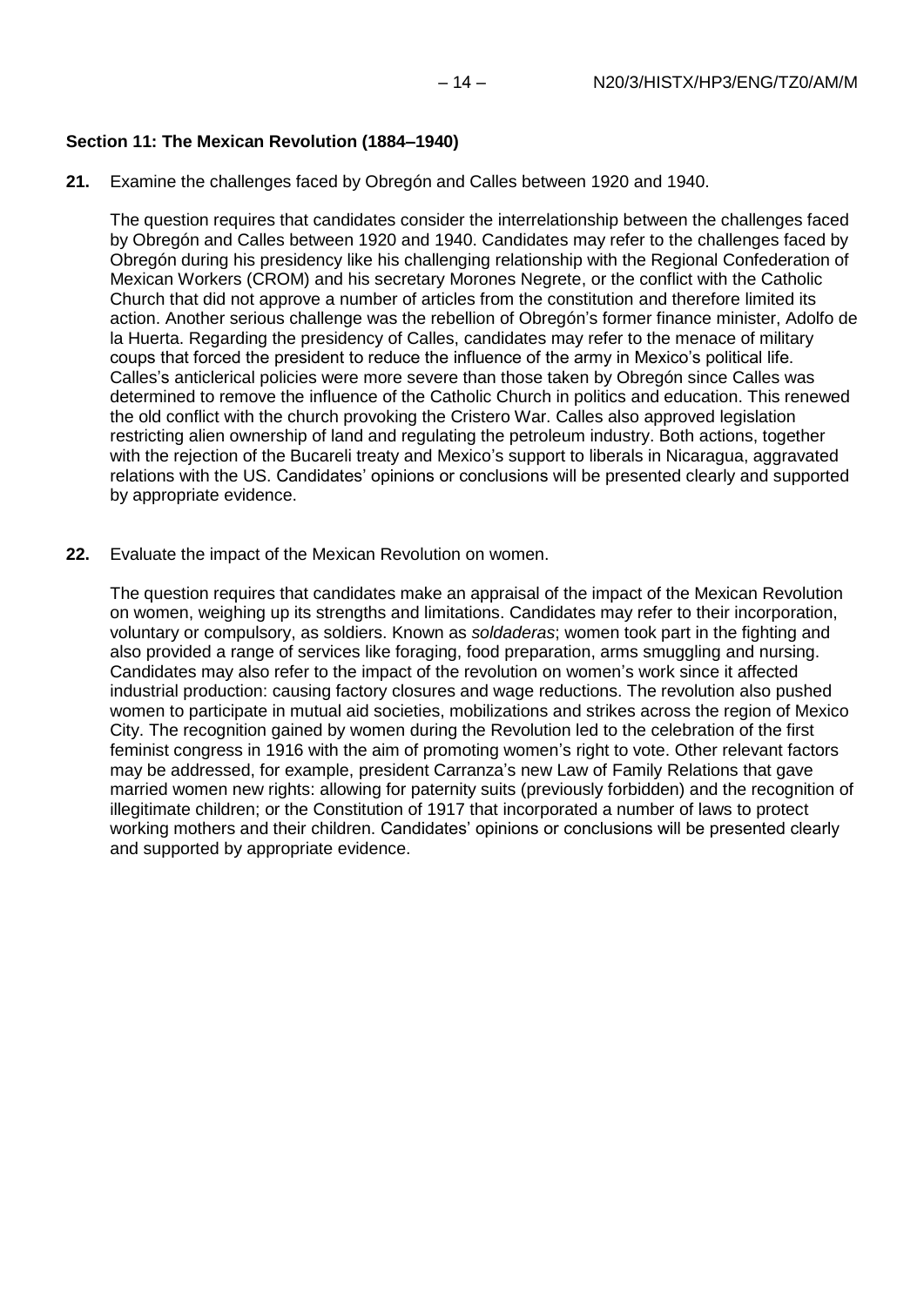**Section 11: The Mexican Revolution (1884–1940)**

**21.** Examine the challenges faced by Obregón and Calles between 1920 and 1940.

The question requires that candidates consider the interrelationship between the challenges faced by Obregón and Calles between 1920 and 1940. Candidates may refer to the challenges faced by Obregón during his presidency like his challenging relationship with the Regional Confederation of Mexican Workers (CROM) and his secretary Morones Negrete, or the conflict with the Catholic Church that did not approve a number of articles from the constitution and therefore limited its action. Another serious challenge was the rebellion of Obregón's former finance minister, Adolfo de la Huerta. Regarding the presidency of Calles, candidates may refer to the menace of military coups that forced the president to reduce the influence of the army in Mexico's political life. Calles's anticlerical policies were more severe than those taken by Obregón since Calles was determined to remove the influence of the Catholic Church in politics and education. This renewed the old conflict with the church provoking the Cristero War. Calles also approved legislation restricting alien ownership of land and regulating the petroleum industry. Both actions, together with the rejection of the Bucareli treaty and Mexico's support to liberals in Nicaragua, aggravated relations with the US. Candidates' opinions or conclusions will be presented clearly and supported by appropriate evidence.

**22.** Evaluate the impact of the Mexican Revolution on women.

The question requires that candidates make an appraisal of the impact of the Mexican Revolution on women, weighing up its strengths and limitations. Candidates may refer to their incorporation, voluntary or compulsory, as soldiers. Known as *soldaderas*; women took part in the fighting and also provided a range of services like foraging, food preparation, arms smuggling and nursing. Candidates may also refer to the impact of the revolution on women's work since it affected industrial production: causing factory closures and wage reductions. The revolution also pushed women to participate in mutual aid societies, mobilizations and strikes across the region of Mexico City. The recognition gained by women during the Revolution led to the celebration of the first feminist congress in 1916 with the aim of promoting women's right to vote. Other relevant factors may be addressed, for example, president Carranza's new Law of Family Relations that gave married women new rights: allowing for paternity suits (previously forbidden) and the recognition of illegitimate children; or the Constitution of 1917 that incorporated a number of laws to protect working mothers and their children. Candidates' opinions or conclusions will be presented clearly and supported by appropriate evidence.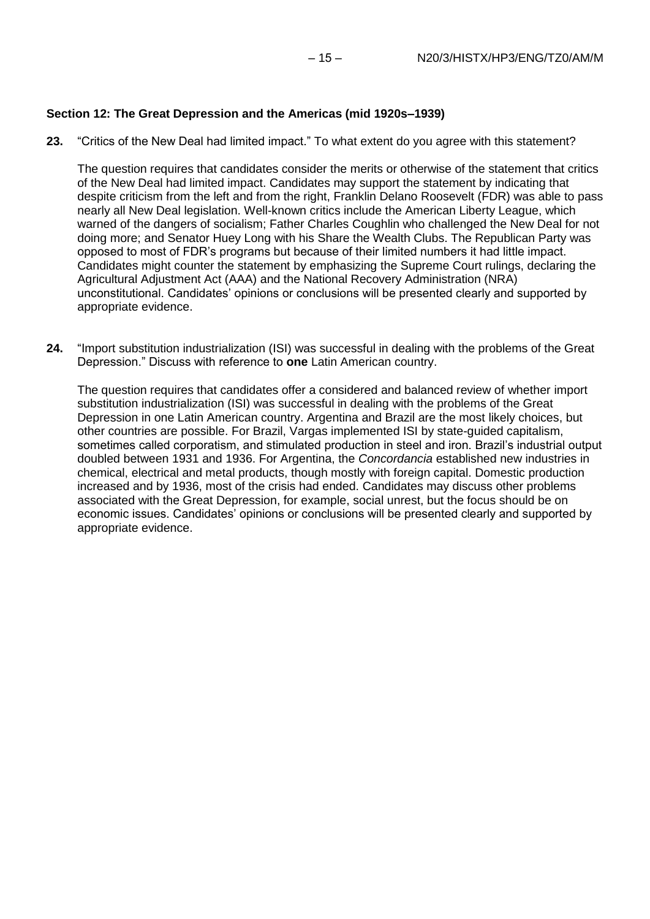**Section 12: The Great Depression and the Americas (mid 1920s–1939)**

**23.** “Critics of the New Deal had limited impact.” To what extent do you agree with this statement?

The question requires that candidates consider the merits or otherwise of the statement that critics of the New Deal had limited impact. Candidates may support the statement by indicating that despite criticism from the left and from the right, Franklin Delano Roosevelt (FDR) was able to pass nearly all New Deal legislation. Well-known critics include the American Liberty League, which warned of the dangers of socialism; Father Charles Coughlin who challenged the New Deal for not doing more; and Senator Huey Long with his Share the Wealth Clubs. The Republican Party was opposed to most of FDR’s programs but because of their limited numbers it had little impact. Candidates might counter the statement by emphasizing the Supreme Court rulings, declaring the Agricultural Adjustment Act (AAA) and the National Recovery Administration (NRA) unconstitutional. Candidates’ opinions or conclusions will be presented clearly and supported by appropriate evidence.

**24.** “Import substitution industrialization (ISI) was successful in dealing with the problems of the Great Depression.” Discuss with reference to **one** Latin American country.

The question requires that candidates offer a considered and balanced review of whether import substitution industrialization (ISI) was successful in dealing with the problems of the Great Depression in one Latin American country. Argentina and Brazil are the most likely choices, but other countries are possible. For Brazil, Vargas implemented ISI by state-guided capitalism, sometimes called corporatism, and stimulated production in steel and iron. Brazil’s industrial output doubled between 1931 and 1936. For Argentina, the *Concordancia* established new industries in chemical, electrical and metal products, though mostly with foreign capital. Domestic production increased and by 1936, most of the crisis had ended. Candidates may discuss other problems associated with the Great Depression, for example, social unrest, but the focus should be on economic issues. Candidates’ opinions or conclusions will be presented clearly and supported by appropriate evidence.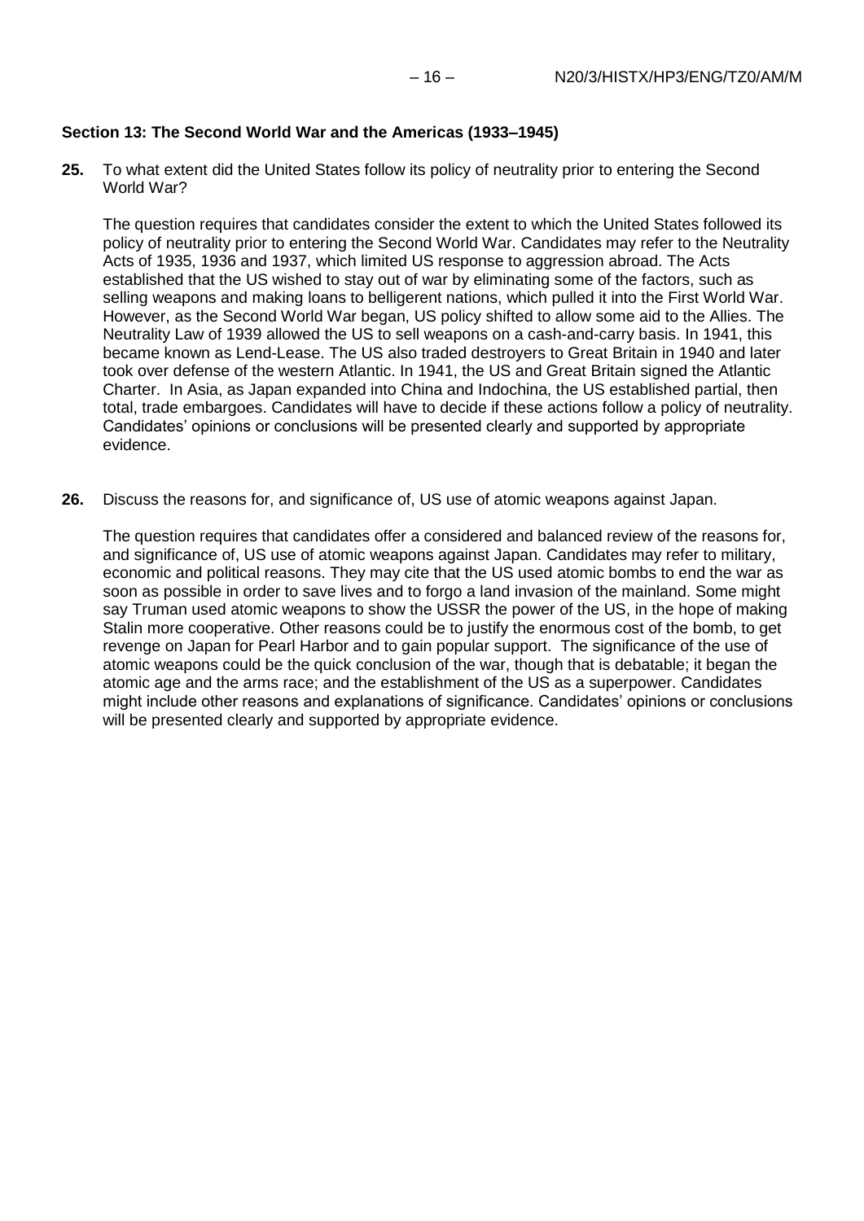**Section 13: The Second World War and the Americas (1933–1945)**

**25.** To what extent did the United States follow its policy of neutrality prior to entering the Second World War?

The question requires that candidates consider the extent to which the United States followed its policy of neutrality prior to entering the Second World War. Candidates may refer to the Neutrality Acts of 1935, 1936 and 1937, which limited US response to aggression abroad. The Acts established that the US wished to stay out of war by eliminating some of the factors, such as selling weapons and making loans to belligerent nations, which pulled it into the First World War. However, as the Second World War began, US policy shifted to allow some aid to the Allies. The Neutrality Law of 1939 allowed the US to sell weapons on a cash-and-carry basis. In 1941, this became known as Lend-Lease. The US also traded destroyers to Great Britain in 1940 and later took over defense of the western Atlantic. In 1941, the US and Great Britain signed the Atlantic Charter. In Asia, as Japan expanded into China and Indochina, the US established partial, then total, trade embargoes. Candidates will have to decide if these actions follow a policy of neutrality. Candidates' opinions or conclusions will be presented clearly and supported by appropriate evidence.

**26.** Discuss the reasons for, and significance of, US use of atomic weapons against Japan.

The question requires that candidates offer a considered and balanced review of the reasons for, and significance of, US use of atomic weapons against Japan. Candidates may refer to military, economic and political reasons. They may cite that the US used atomic bombs to end the war as soon as possible in order to save lives and to forgo a land invasion of the mainland. Some might say Truman used atomic weapons to show the USSR the power of the US, in the hope of making Stalin more cooperative. Other reasons could be to justify the enormous cost of the bomb, to get revenge on Japan for Pearl Harbor and to gain popular support. The significance of the use of atomic weapons could be the quick conclusion of the war, though that is debatable; it began the atomic age and the arms race; and the establishment of the US as a superpower. Candidates might include other reasons and explanations of significance. Candidates' opinions or conclusions will be presented clearly and supported by appropriate evidence.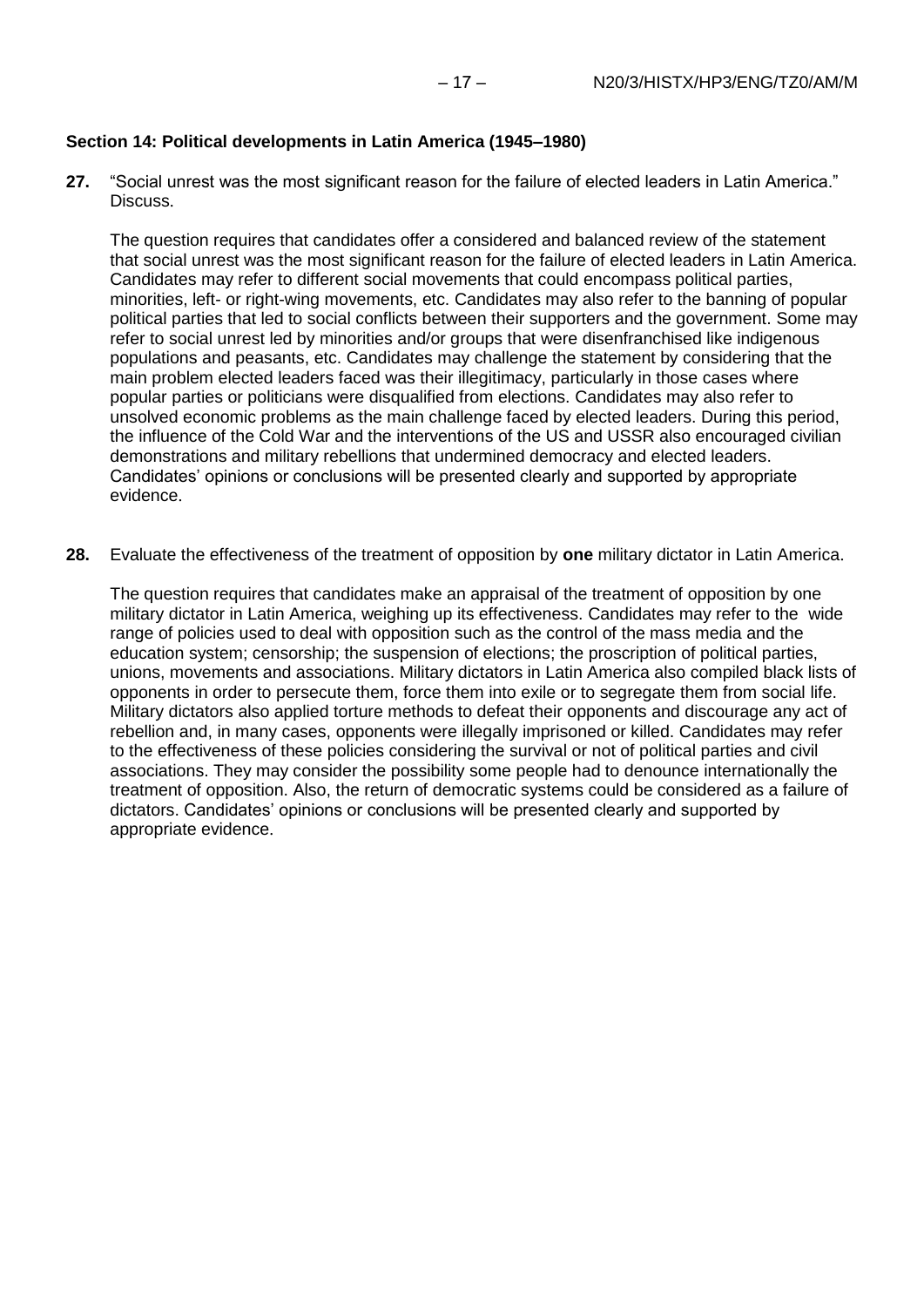**Section 14: Political developments in Latin America (1945–1980)**

**27.** “Social unrest was the most significant reason for the failure of elected leaders in Latin America.” Discuss.

The question requires that candidates offer a considered and balanced review of the statement that social unrest was the most significant reason for the failure of elected leaders in Latin America. Candidates may refer to different social movements that could encompass political parties, minorities, left- or right-wing movements, etc. Candidates may also refer to the banning of popular political parties that led to social conflicts between their supporters and the government. Some may refer to social unrest led by minorities and/or groups that were disenfranchised like indigenous populations and peasants, etc. Candidates may challenge the statement by considering that the main problem elected leaders faced was their illegitimacy, particularly in those cases where popular parties or politicians were disqualified from elections. Candidates may also refer to unsolved economic problems as the main challenge faced by elected leaders. During this period, the influence of the Cold War and the interventions of the US and USSR also encouraged civilian demonstrations and military rebellions that undermined democracy and elected leaders. Candidates’ opinions or conclusions will be presented clearly and supported by appropriate evidence.

**28.** Evaluate the effectiveness of the treatment of opposition by **one** military dictator in Latin America.

The question requires that candidates make an appraisal of the treatment of opposition by one military dictator in Latin America, weighing up its effectiveness. Candidates may refer to the wide range of policies used to deal with opposition such as the control of the mass media and the education system; censorship; the suspension of elections; the proscription of political parties, unions, movements and associations. Military dictators in Latin America also compiled black lists of opponents in order to persecute them, force them into exile or to segregate them from social life. Military dictators also applied torture methods to defeat their opponents and discourage any act of rebellion and, in many cases, opponents were illegally imprisoned or killed. Candidates may refer to the effectiveness of these policies considering the survival or not of political parties and civil associations. They may consider the possibility some people had to denounce internationally the treatment of opposition. Also, the return of democratic systems could be considered as a failure of dictators. Candidates’ opinions or conclusions will be presented clearly and supported by appropriate evidence.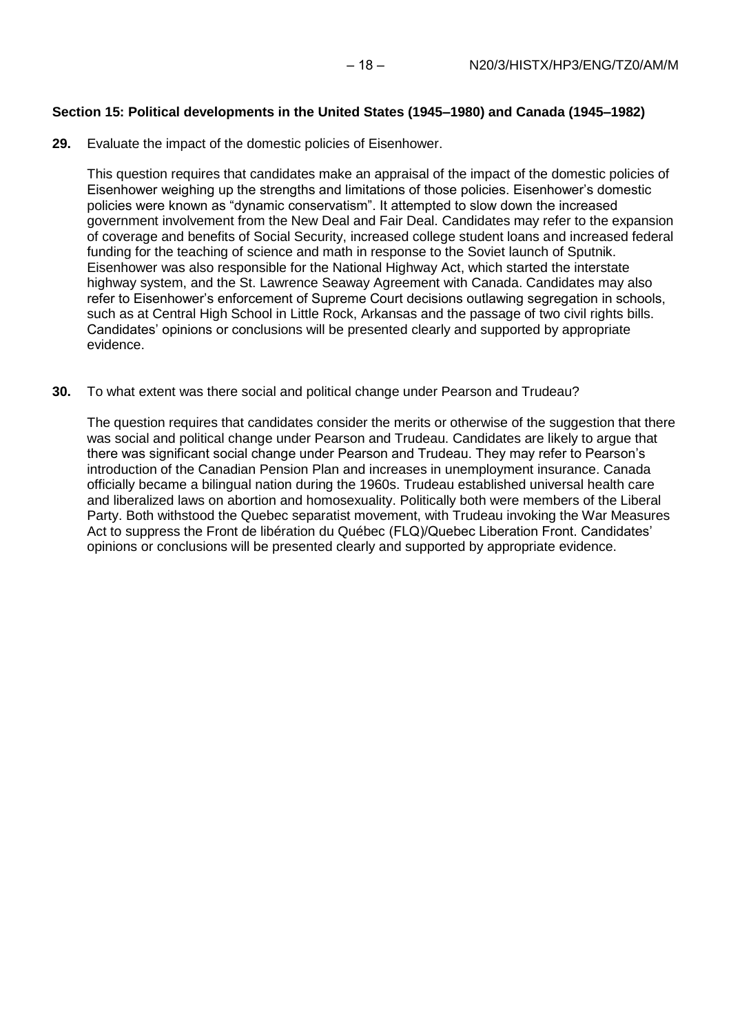**Section 15: Political developments in the United States (1945–1980) and Canada (1945–1982)**

**29.** Evaluate the impact of the domestic policies of Eisenhower.

This question requires that candidates make an appraisal of the impact of the domestic policies of Eisenhower weighing up the strengths and limitations of those policies. Eisenhower's domestic policies were known as "dynamic conservatism". It attempted to slow down the increased government involvement from the New Deal and Fair Deal. Candidates may refer to the expansion of coverage and benefits of Social Security, increased college student loans and increased federal funding for the teaching of science and math in response to the Soviet launch of Sputnik. Eisenhower was also responsible for the National Highway Act, which started the interstate highway system, and the St. Lawrence Seaway Agreement with Canada. Candidates may also refer to Eisenhower's enforcement of Supreme Court decisions outlawing segregation in schools, such as at Central High School in Little Rock, Arkansas and the passage of two civil rights bills. Candidates' opinions or conclusions will be presented clearly and supported by appropriate evidence.

**30.** To what extent was there social and political change under Pearson and Trudeau?

The question requires that candidates consider the merits or otherwise of the suggestion that there was social and political change under Pearson and Trudeau. Candidates are likely to argue that there was significant social change under Pearson and Trudeau. They may refer to Pearson's introduction of the Canadian Pension Plan and increases in unemployment insurance. Canada officially became a bilingual nation during the 1960s. Trudeau established universal health care and liberalized laws on abortion and homosexuality. Politically both were members of the Liberal Party. Both withstood the Quebec separatist movement, with Trudeau invoking the War Measures Act to suppress the Front de libération du Québec (FLQ)/Quebec Liberation Front. Candidates' opinions or conclusions will be presented clearly and supported by appropriate evidence.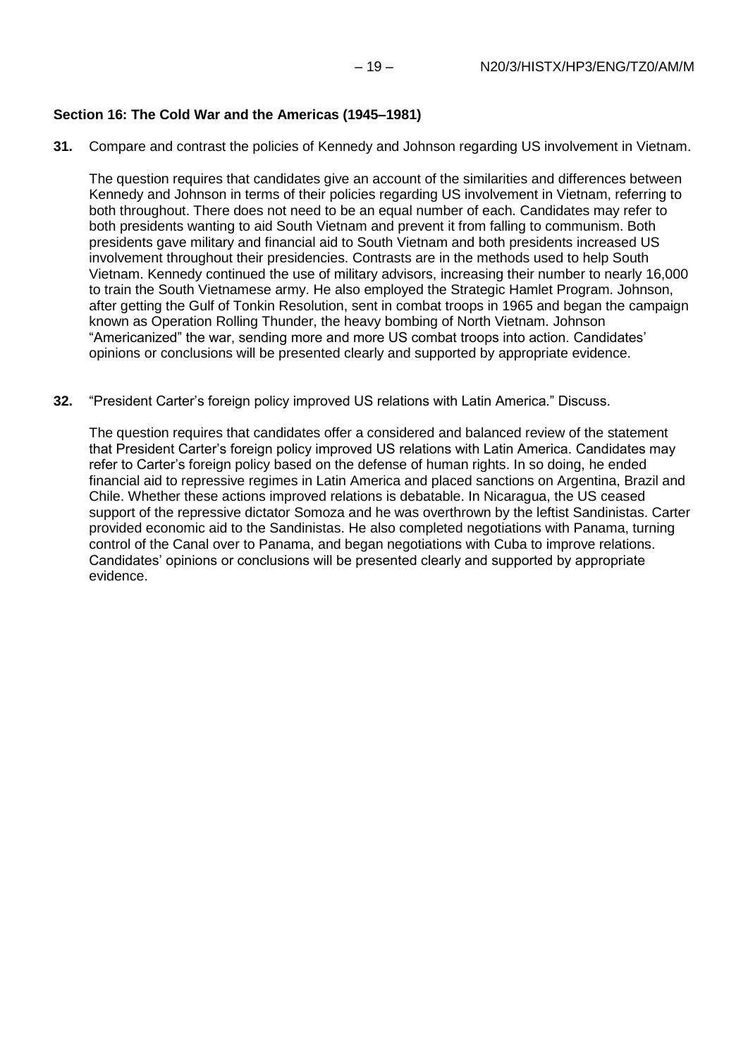**Section 16: The Cold War and the Americas (1945–1981)**

**31.** Compare and contrast the policies of Kennedy and Johnson regarding US involvement in Vietnam.

The question requires that candidates give an account of the similarities and differences between Kennedy and Johnson in terms of their policies regarding US involvement in Vietnam, referring to both throughout. There does not need to be an equal number of each. Candidates may refer to both presidents wanting to aid South Vietnam and prevent it from falling to communism. Both presidents gave military and financial aid to South Vietnam and both presidents increased US involvement throughout their presidencies. Contrasts are in the methods used to help South Vietnam. Kennedy continued the use of military advisors, increasing their number to nearly 16,000 to train the South Vietnamese army. He also employed the Strategic Hamlet Program. Johnson, after getting the Gulf of Tonkin Resolution, sent in combat troops in 1965 and began the campaign known as Operation Rolling Thunder, the heavy bombing of North Vietnam. Johnson "Americanized" the war, sending more and more US combat troops into action. Candidates' opinions or conclusions will be presented clearly and supported by appropriate evidence.

**32.** "President Carter's foreign policy improved US relations with Latin America." Discuss.

The question requires that candidates offer a considered and balanced review of the statement that President Carter's foreign policy improved US relations with Latin America. Candidates may refer to Carter's foreign policy based on the defense of human rights. In so doing, he ended financial aid to repressive regimes in Latin America and placed sanctions on Argentina, Brazil and Chile. Whether these actions improved relations is debatable. In Nicaragua, the US ceased support of the repressive dictator Somoza and he was overthrown by the leftist Sandinistas. Carter provided economic aid to the Sandinistas. He also completed negotiations with Panama, turning control of the Canal over to Panama, and began negotiations with Cuba to improve relations. Candidates' opinions or conclusions will be presented clearly and supported by appropriate evidence.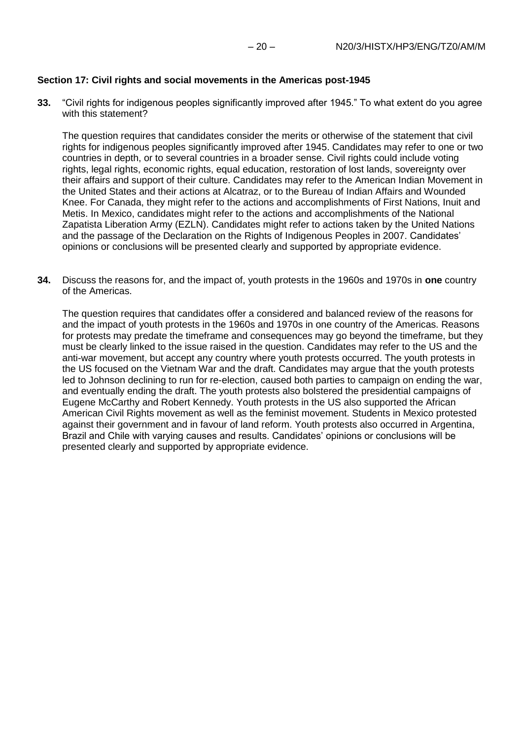## Section 17: Civil rights and social movements in the Americas post-1945

**33.** "Civil rights for indigenous peoples significantly improved after 1945." To what extent do you agree with this statement?

The question requires that candidates consider the merits or otherwise of the statement that civil rights for indigenous peoples significantly improved after 1945. Candidates may refer to one or two countries in depth, or to several countries in a broader sense. Civil rights could include voting rights, legal rights, economic rights, equal education, restoration of lost lands, sovereignty over their affairs and support of their culture. Candidates may refer to the American Indian Movement in the United States and their actions at Alcatraz, or to the Bureau of Indian Affairs and Wounded Knee. For Canada, they might refer to the actions and accomplishments of First Nations, Inuit and Metis. In Mexico, candidates might refer to the actions and accomplishments of the National Zapatista Liberation Army (EZLN). Candidates might refer to actions taken by the United Nations and the passage of the Declaration on the Rights of Indigenous Peoples in 2007. Candidates' opinions or conclusions will be presented clearly and supported by appropriate evidence.

**34.** Discuss the reasons for, and the impact of, youth protests in the 1960s and 1970s in **one** country of the Americas.

The question requires that candidates offer a considered and balanced review of the reasons for and the impact of youth protests in the 1960s and 1970s in one country of the Americas. Reasons for protests may predate the timeframe and consequences may go beyond the timeframe, but they must be clearly linked to the issue raised in the question. Candidates may refer to the US and the anti-war movement, but accept any country where youth protests occurred. The youth protests in the US focused on the Vietnam War and the draft. Candidates may argue that the youth protests led to Johnson declining to run for re-election, caused both parties to campaign on ending the war, and eventually ending the draft. The youth protests also bolstered the presidential campaigns of Eugene McCarthy and Robert Kennedy. Youth protests in the US also supported the African American Civil Rights movement as well as the feminist movement. Students in Mexico protested against their government and in favour of land reform. Youth protests also occurred in Argentina, Brazil and Chile with varying causes and results. Candidates' opinions or conclusions will be presented clearly and supported by appropriate evidence.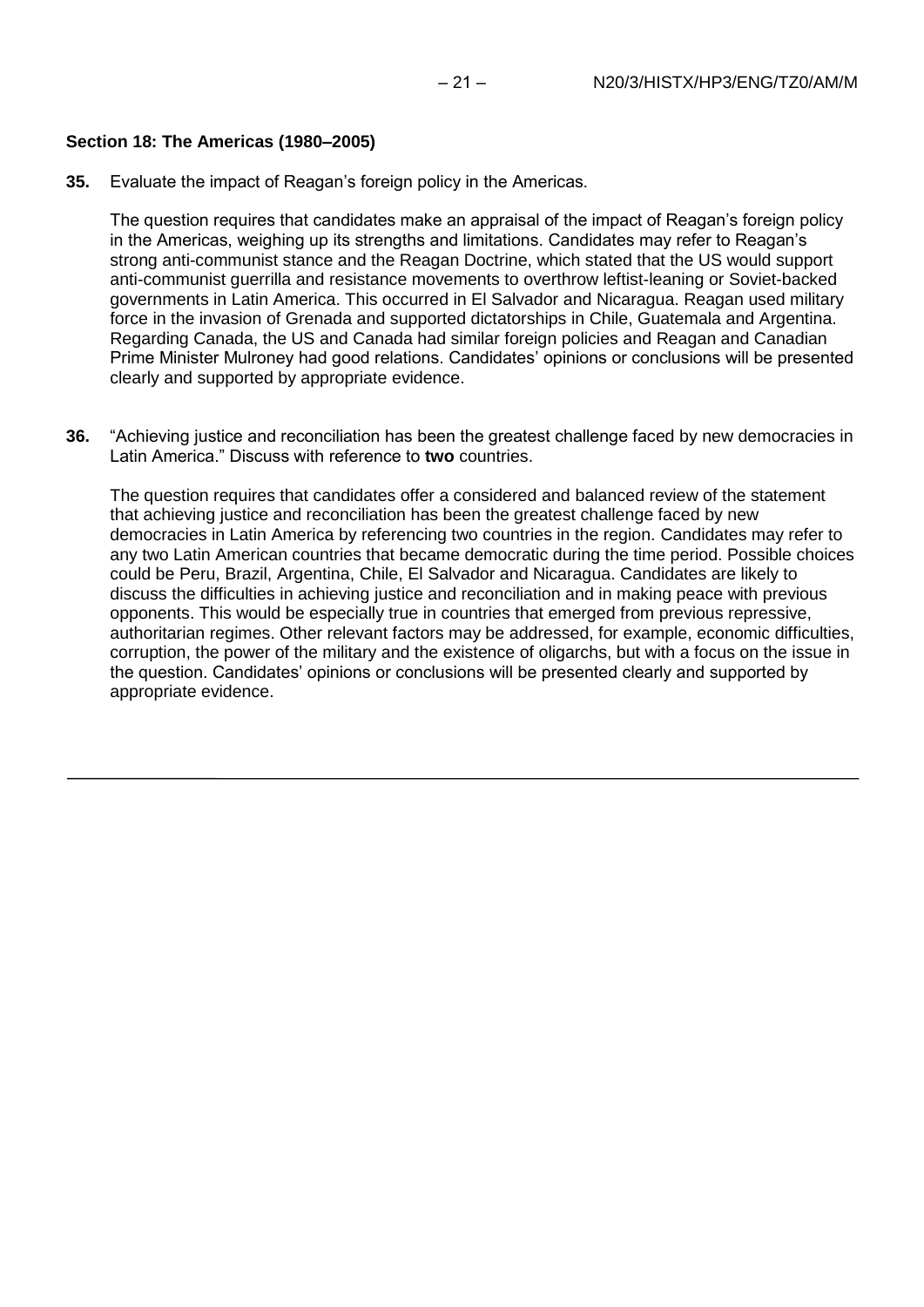### Section 18: The Americas (1980–2005)

**35.** Evaluate the impact of Reagan's foreign policy in the Americas.

The question requires that candidates make an appraisal of the impact of Reagan's foreign policy in the Americas, weighing up its strengths and limitations. Candidates may refer to Reagan's strong anti-communist stance and the Reagan Doctrine, which stated that the US would support anti-communist guerrilla and resistance movements to overthrow leftist-leaning or Soviet-backed governments in Latin America. This occurred in El Salvador and Nicaragua. Reagan used military force in the invasion of Grenada and supported dictatorships in Chile, Guatemala and Argentina. Regarding Canada, the US and Canada had similar foreign policies and Reagan and Canadian Prime Minister Mulroney had good relations. Candidates' opinions or conclusions will be presented clearly and supported by appropriate evidence.

**36.** "Achieving justice and reconciliation has been the greatest challenge faced by new democracies in Latin America." Discuss with reference to **two** countries.

The question requires that candidates offer a considered and balanced review of the statement that achieving justice and reconciliation has been the greatest challenge faced by new democracies in Latin America by referencing two countries in the region. Candidates may refer to any two Latin American countries that became democratic during the time period. Possible choices could be Peru, Brazil, Argentina, Chile, El Salvador and Nicaragua. Candidates are likely to discuss the difficulties in achieving justice and reconciliation and in making peace with previous opponents. This would be especially true in countries that emerged from previous repressive, authoritarian regimes. Other relevant factors may be addressed, for example, economic difficulties, corruption, the power of the military and the existence of oligarchs, but with a focus on the issue in the question. Candidates' opinions or conclusions will be presented clearly and supported by appropriate evidence.